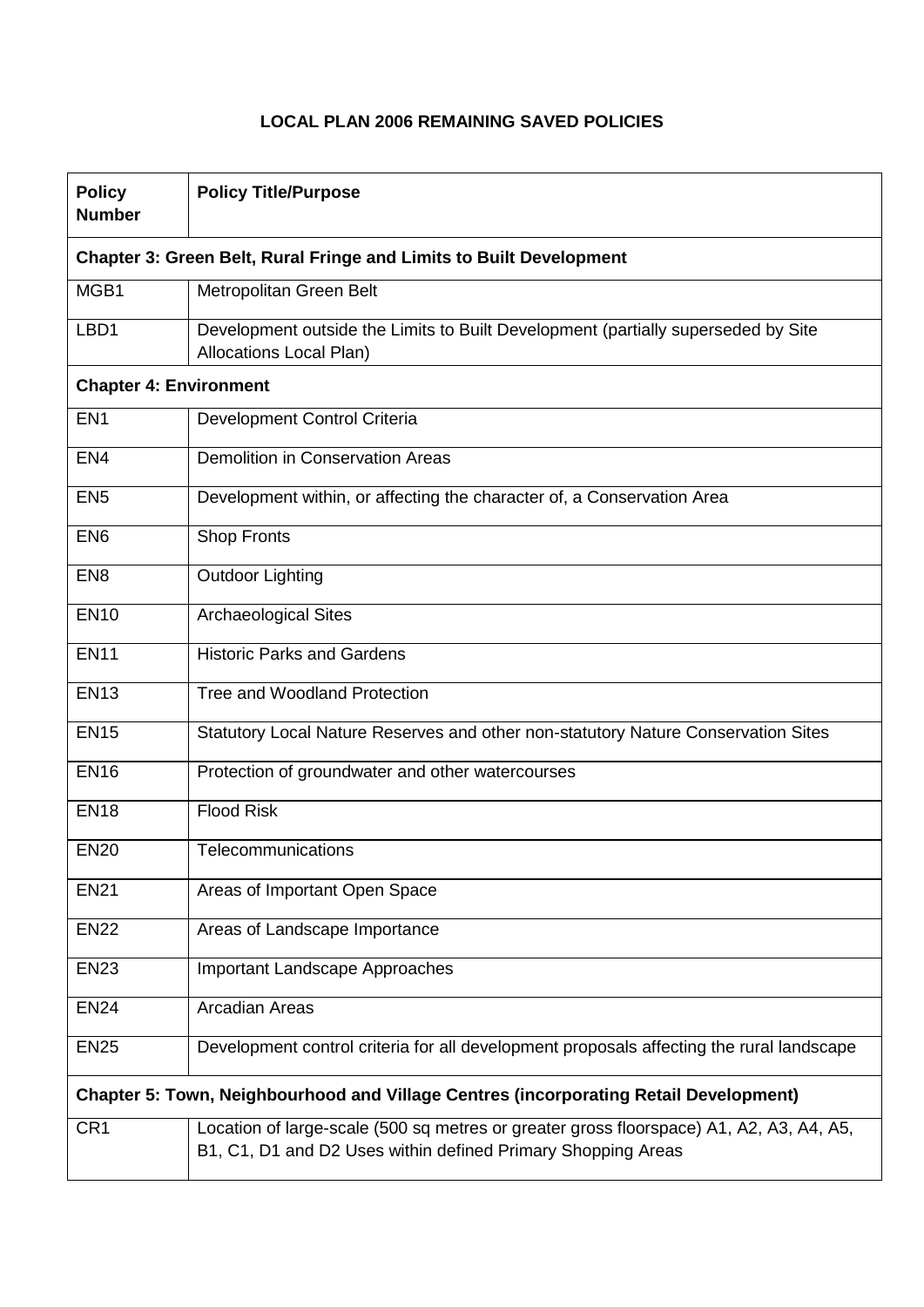# LOCAL PLAN 2006 REMAINING SAVED POLICIES

| Policy Number | Policy Title/Purpose |
|---|---|
| **Chapter 3: Green Belt, Rural Fringe and Limits to Built Development** | |
| MGB1 | Metropolitan Green Belt |
| LBD1 | Development outside the Limits to Built Development (partially superseded by Site Allocations Local Plan) |
| **Chapter 4: Environment** | |
| EN1 | Development Control Criteria |
| EN4 | Demolition in Conservation Areas |
| EN5 | Development within, or affecting the character of, a Conservation Area |
| EN6 | Shop Fronts |
| EN8 | Outdoor Lighting |
| EN10 | Archaeological Sites |
| EN11 | Historic Parks and Gardens |
| EN13 | Tree and Woodland Protection |
| EN15 | Statutory Local Nature Reserves and other non-statutory Nature Conservation Sites |
| EN16 | Protection of groundwater and other watercourses |
| EN18 | Flood Risk |
| EN20 | Telecommunications |
| EN21 | Areas of Important Open Space |
| EN22 | Areas of Landscape Importance |
| EN23 | Important Landscape Approaches |
| EN24 | Arcadian Areas |
| EN25 | Development control criteria for all development proposals affecting the rural landscape |
| **Chapter 5: Town, Neighbourhood and Village Centres (incorporating Retail Development)** | |
| CR1 | Location of large-scale (500 sq metres or greater gross floorspace) A1, A2, A3, A4, A5, B1, C1, D1 and D2 Uses within defined Primary Shopping Areas |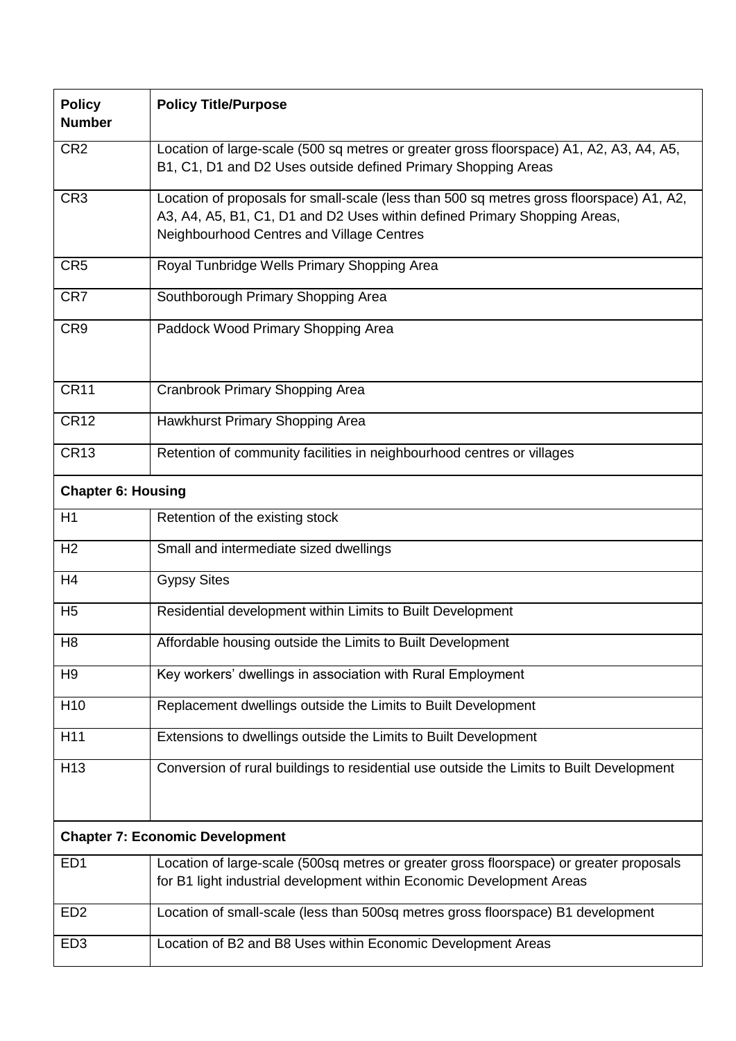| Policy Number | Policy Title/Purpose |
| --- | --- |
| CR2 | Location of large-scale (500 sq metres or greater gross floorspace) A1, A2, A3, A4, A5, B1, C1, D1 and D2 Uses outside defined Primary Shopping Areas |
| CR3 | Location of proposals for small-scale (less than 500 sq metres gross floorspace) A1, A2, A3, A4, A5, B1, C1, D1 and D2 Uses within defined Primary Shopping Areas, Neighbourhood Centres and Village Centres |
| CR5 | Royal Tunbridge Wells Primary Shopping Area |
| CR7 | Southborough Primary Shopping Area |
| CR9 | Paddock Wood Primary Shopping Area |
| CR11 | Cranbrook Primary Shopping Area |
| CR12 | Hawkhurst Primary Shopping Area |
| CR13 | Retention of community facilities in neighbourhood centres or villages |
| **Chapter 6: Housing** | |
| H1 | Retention of the existing stock |
| H2 | Small and intermediate sized dwellings |
| H4 | Gypsy Sites |
| H5 | Residential development within Limits to Built Development |
| H8 | Affordable housing outside the Limits to Built Development |
| H9 | Key workers' dwellings in association with Rural Employment |
| H10 | Replacement dwellings outside the Limits to Built Development |
| H11 | Extensions to dwellings outside the Limits to Built Development |
| H13 | Conversion of rural buildings to residential use outside the Limits to Built Development |
| **Chapter 7: Economic Development** | |
| ED1 | Location of large-scale (500sq metres or greater gross floorspace) or greater proposals for B1 light industrial development within Economic Development Areas |
| ED2 | Location of small-scale (less than 500sq metres gross floorspace) B1 development |
| ED3 | Location of B2 and B8 Uses within Economic Development Areas |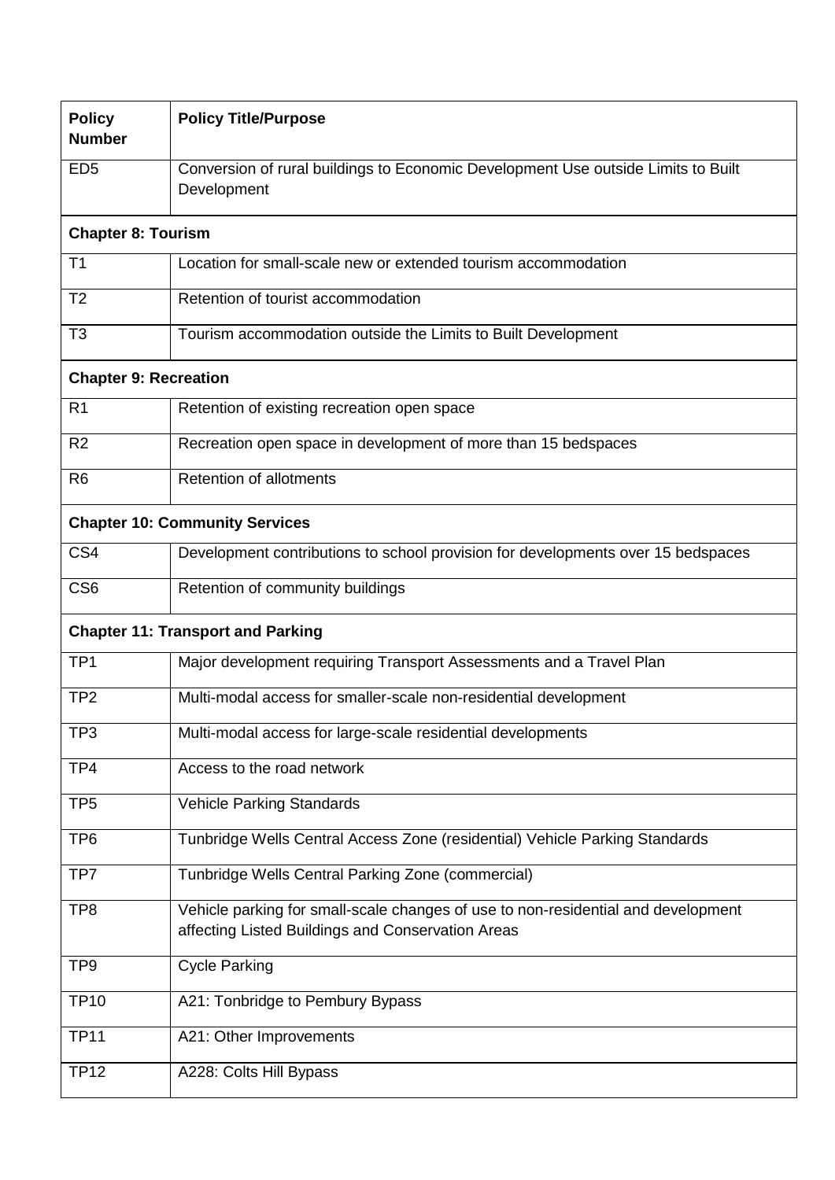| Policy Number | Policy Title/Purpose |
|---|---|
| ED5 | Conversion of rural buildings to Economic Development Use outside Limits to Built Development |
| **Chapter 8: Tourism** | |
| T1 | Location for small-scale new or extended tourism accommodation |
| T2 | Retention of tourist accommodation |
| T3 | Tourism accommodation outside the Limits to Built Development |
| **Chapter 9: Recreation** | |
| R1 | Retention of existing recreation open space |
| R2 | Recreation open space in development of more than 15 bedspaces |
| R6 | Retention of allotments |
| **Chapter 10: Community Services** | |
| CS4 | Development contributions to school provision for developments over 15 bedspaces |
| CS6 | Retention of community buildings |
| **Chapter 11: Transport and Parking** | |
| TP1 | Major development requiring Transport Assessments and a Travel Plan |
| TP2 | Multi-modal access for smaller-scale non-residential development |
| TP3 | Multi-modal access for large-scale residential developments |
| TP4 | Access to the road network |
| TP5 | Vehicle Parking Standards |
| TP6 | Tunbridge Wells Central Access Zone (residential) Vehicle Parking Standards |
| TP7 | Tunbridge Wells Central Parking Zone (commercial) |
| TP8 | Vehicle parking for small-scale changes of use to non-residential and development affecting Listed Buildings and Conservation Areas |
| TP9 | Cycle Parking |
| TP10 | A21: Tonbridge to Pembury Bypass |
| TP11 | A21: Other Improvements |
| TP12 | A228: Colts Hill Bypass |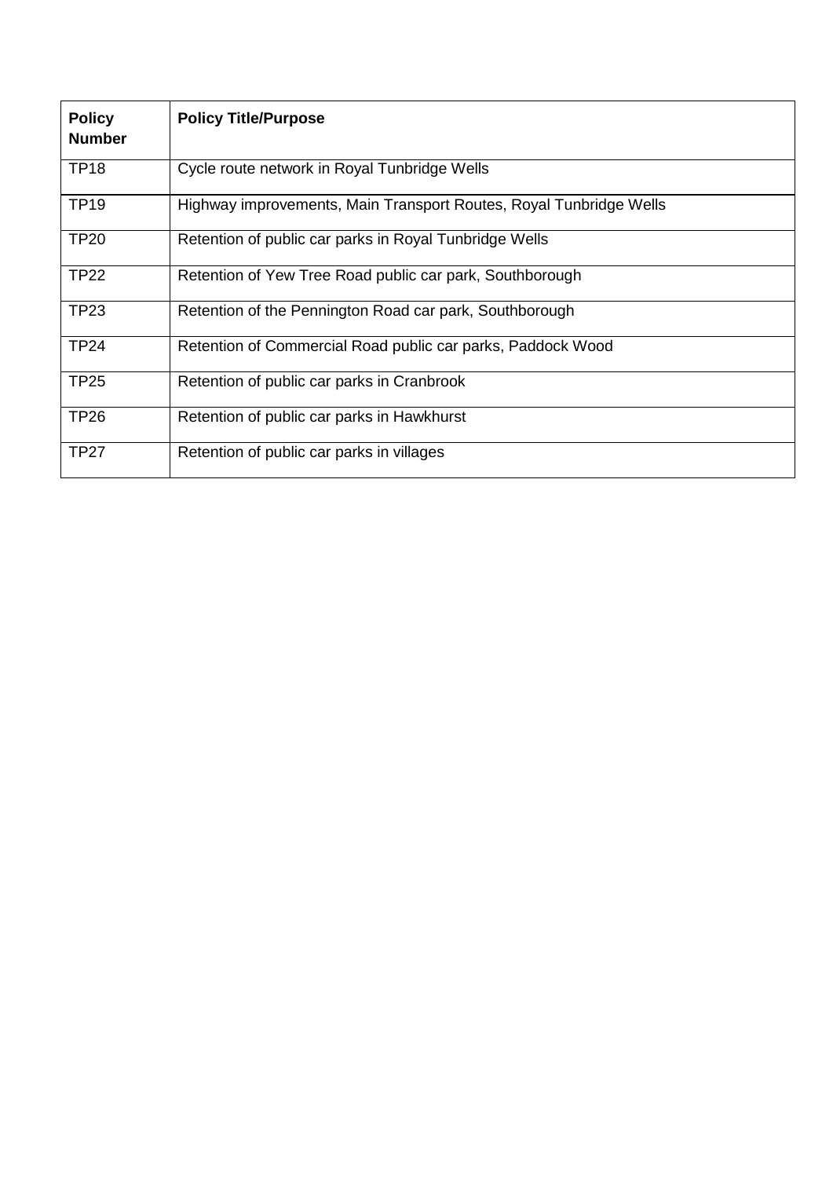| Policy Number | Policy Title/Purpose |
|---|---|
| TP18 | Cycle route network in Royal Tunbridge Wells |
| TP19 | Highway improvements, Main Transport Routes, Royal Tunbridge Wells |
| TP20 | Retention of public car parks in Royal Tunbridge Wells |
| TP22 | Retention of Yew Tree Road public car park, Southborough |
| TP23 | Retention of the Pennington Road car park, Southborough |
| TP24 | Retention of Commercial Road public car parks, Paddock Wood |
| TP25 | Retention of public car parks in Cranbrook |
| TP26 | Retention of public car parks in Hawkhurst |
| TP27 | Retention of public car parks in villages |